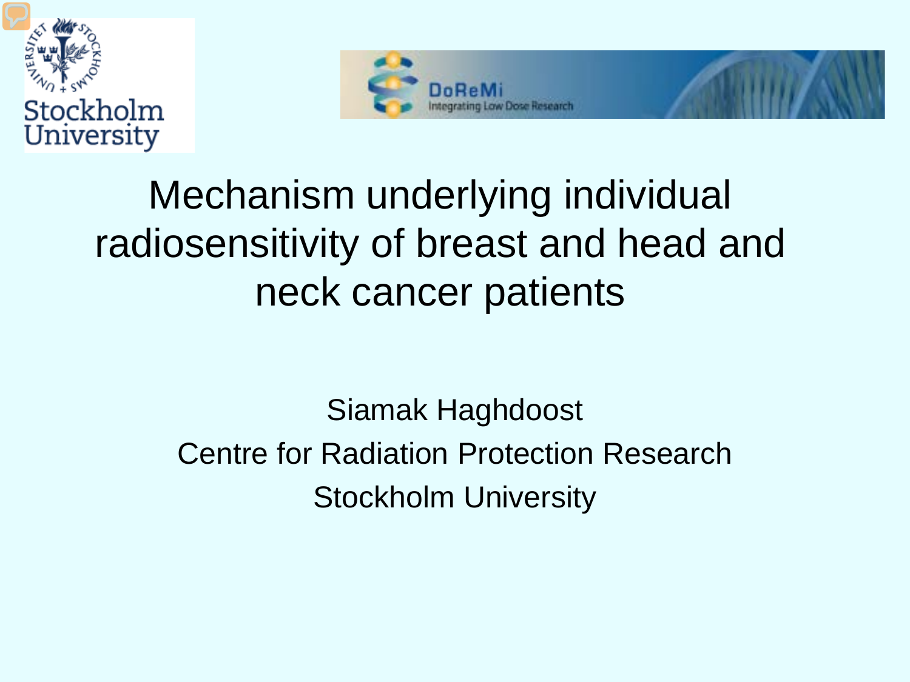# Mechanism underlying individual radiosensitivity of breast and head and neck cancer patients

Siamak Haghdoost

Centre for Radiation Protection Research

Stockholm University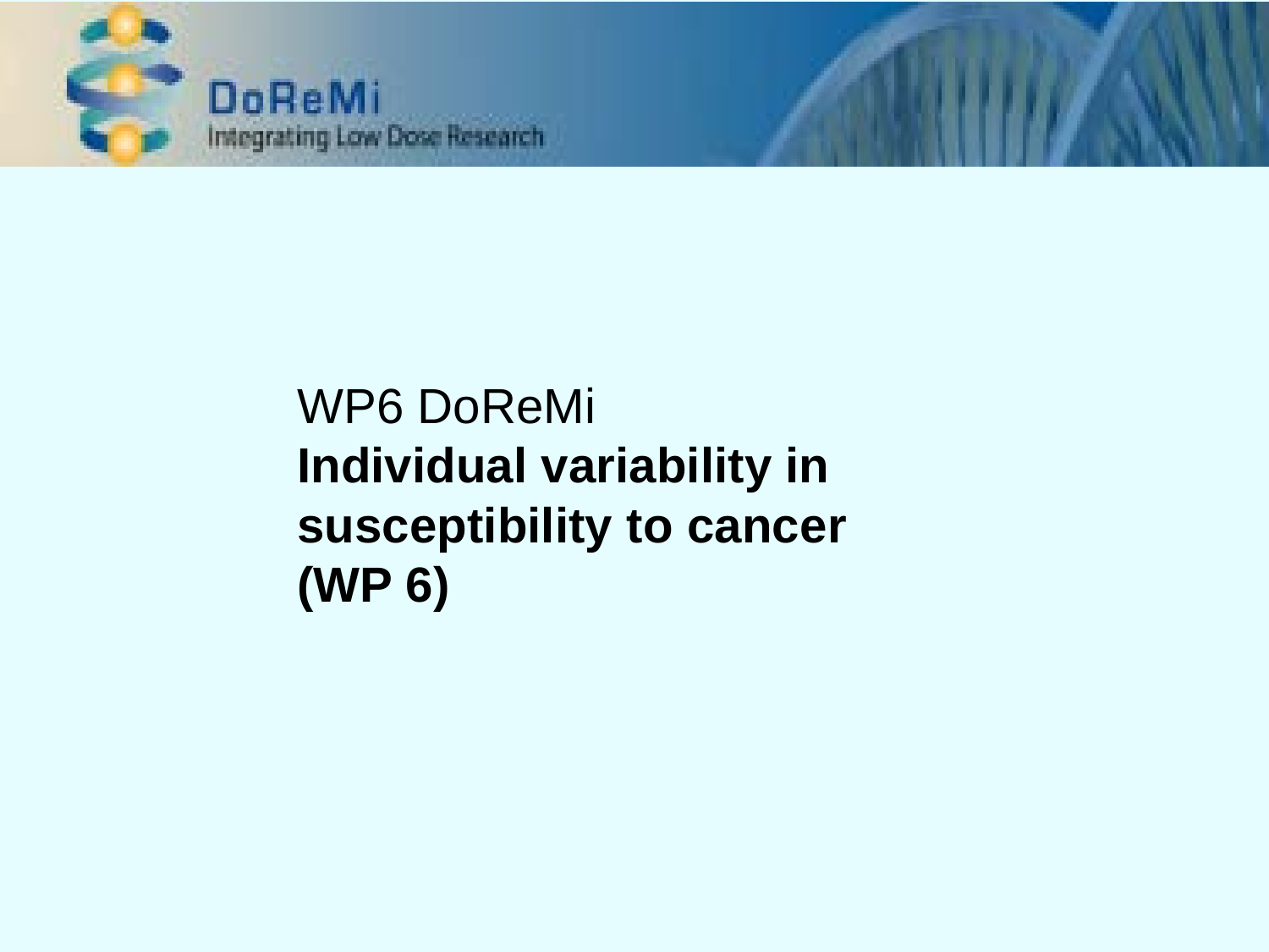WP6 DoReMi

**Individual variability in susceptibility to cancer (WP 6)**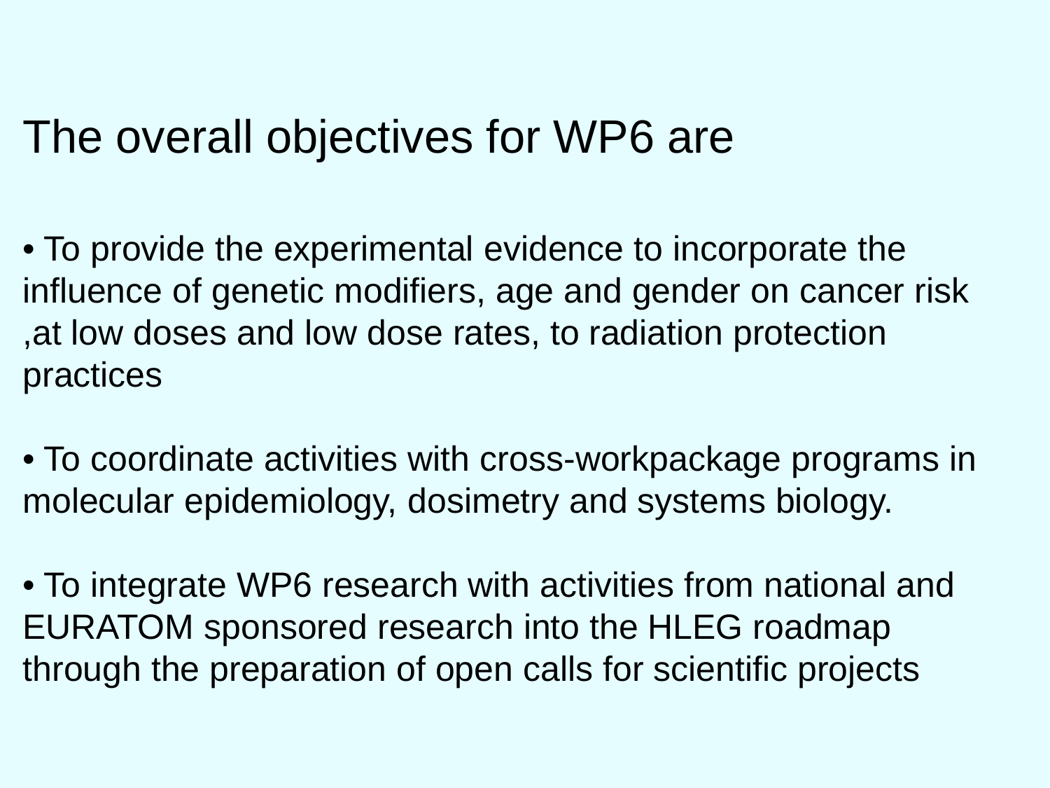# The overall objectives for WP6 are

- To provide the experimental evidence to incorporate the influence of genetic modifiers, age and gender on cancer risk ,at low doses and low dose rates, to radiation protection practices

- To coordinate activities with cross-workpackage programs in molecular epidemiology, dosimetry and systems biology.

- To integrate WP6 research with activities from national and EURATOM sponsored research into the HLEG roadmap through the preparation of open calls for scientific projects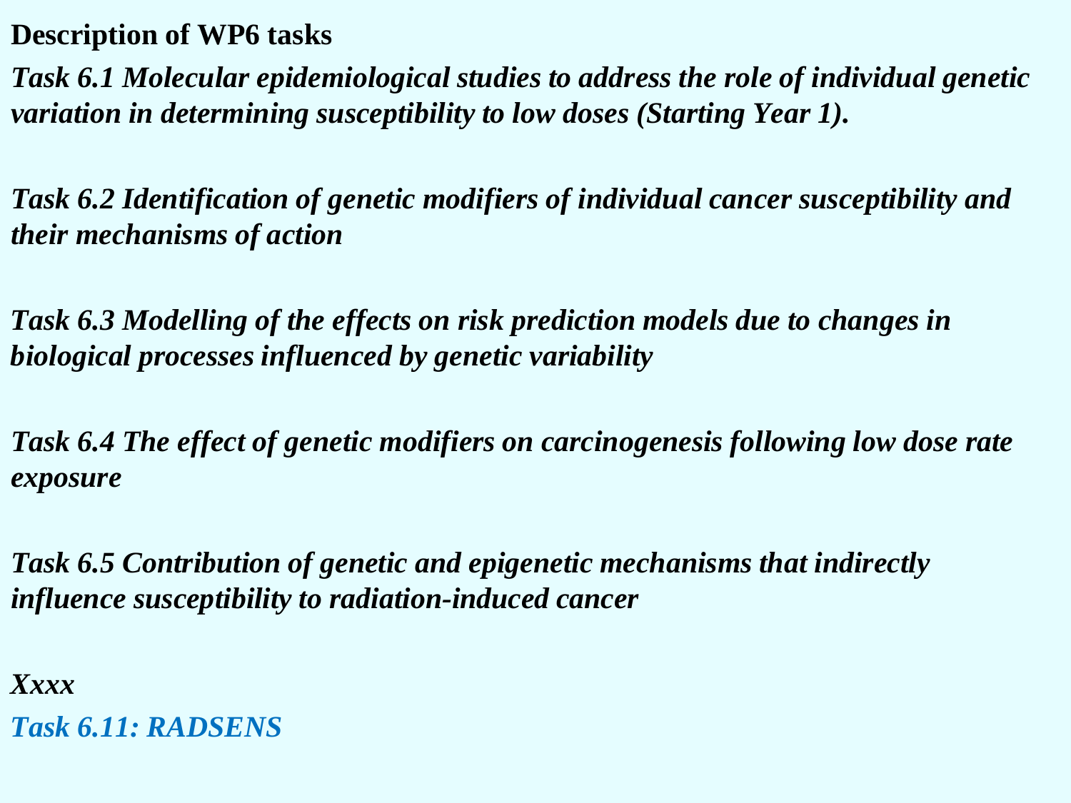**Description of WP6 tasks**

***Task 6.1 Molecular epidemiological studies to address the role of individual genetic variation in determining susceptibility to low doses (Starting Year 1).***

***Task 6.2 Identification of genetic modifiers of individual cancer susceptibility and their mechanisms of action***

***Task 6.3 Modelling of the effects on risk prediction models due to changes in biological processes influenced by genetic variability***

***Task 6.4 The effect of genetic modifiers on carcinogenesis following low dose rate exposure***

***Task 6.5 Contribution of genetic and epigenetic mechanisms that indirectly influence susceptibility to radiation-induced cancer***

***Xxxx***

***Task 6.11: RADSENS***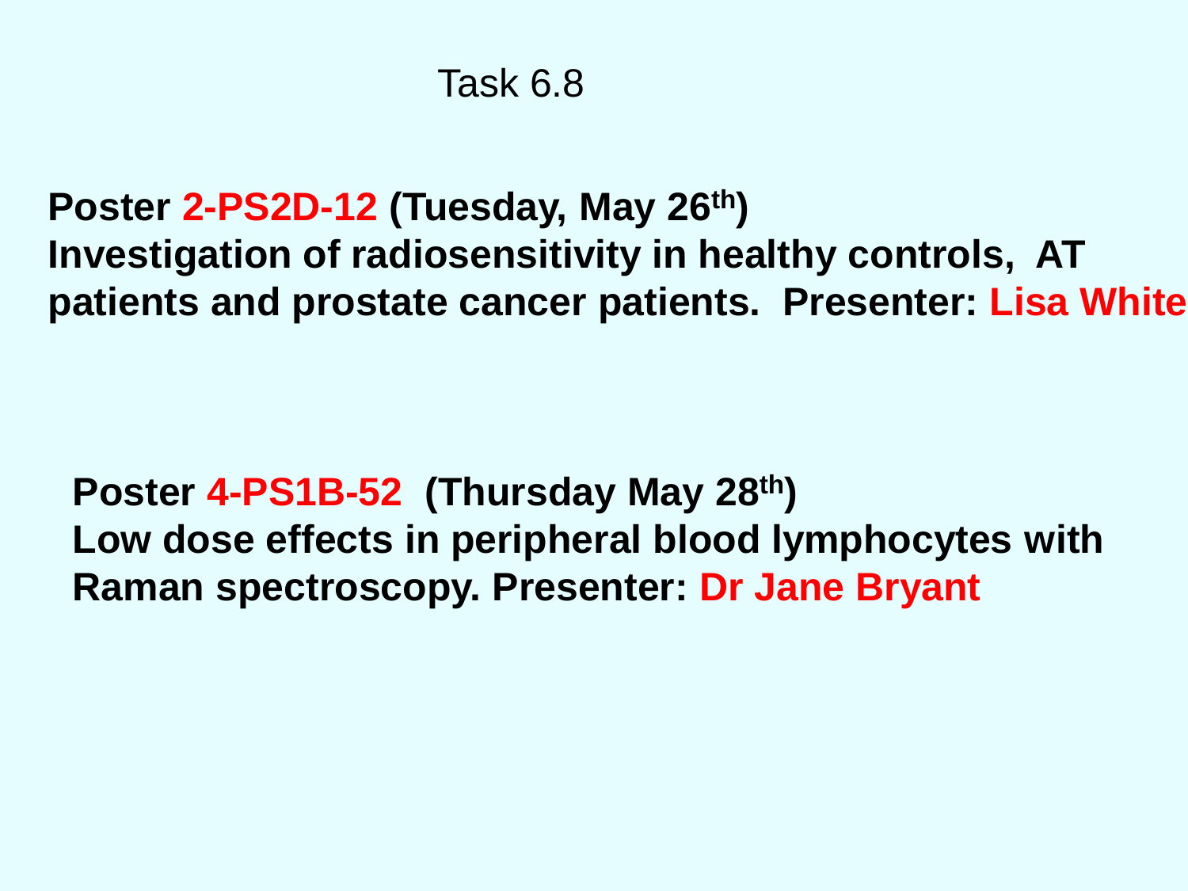# Task 6.8

**Poster 2-PS2D-12 (Tuesday, May 26th)**
**Investigation of radiosensitivity in healthy controls, AT patients and prostate cancer patients. Presenter: Lisa White**

**Poster 4-PS1B-52 (Thursday May 28th)**
**Low dose effects in peripheral blood lymphocytes with Raman spectroscopy. Presenter: Dr Jane Bryant**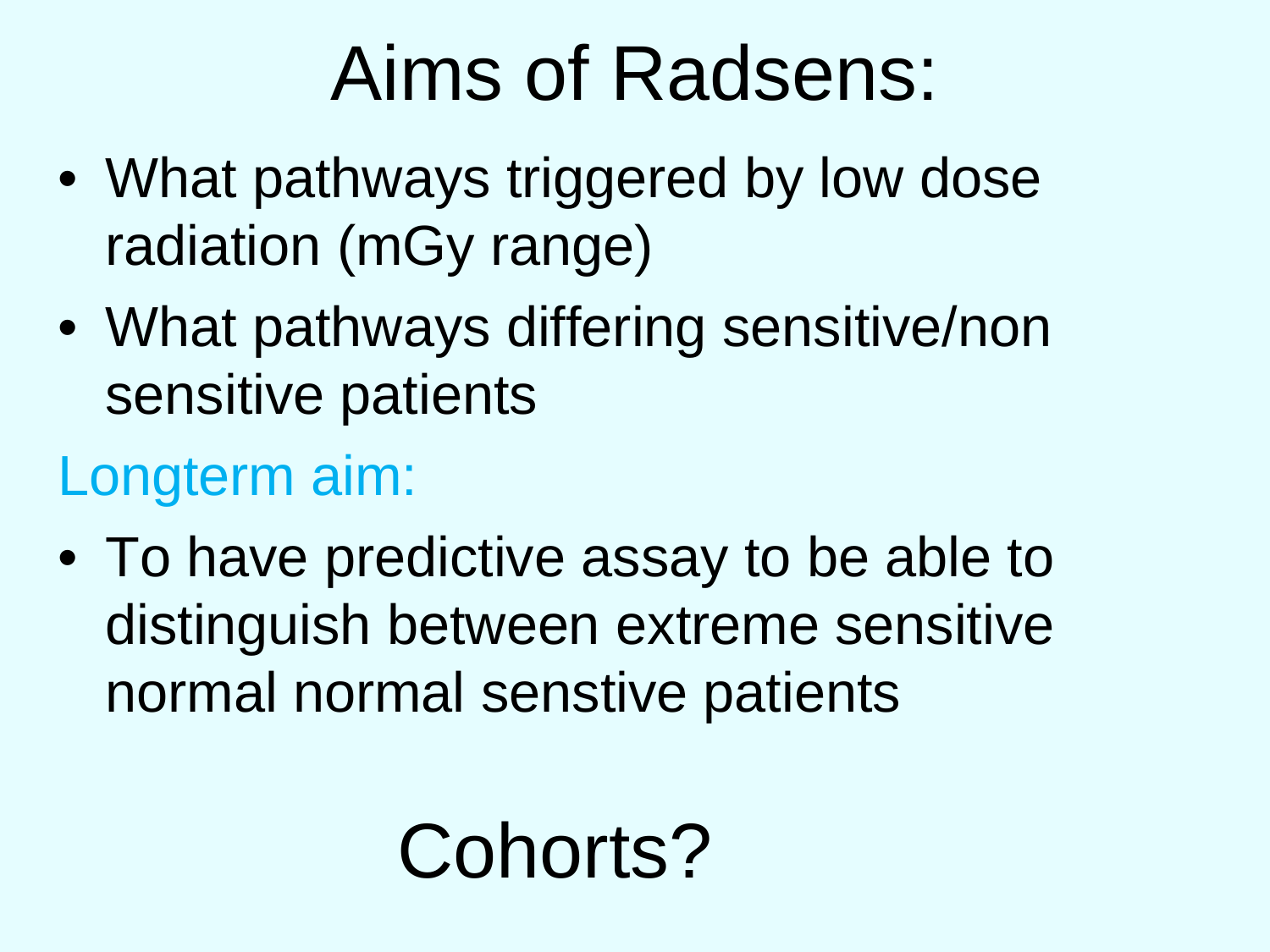# Aims of Radsens:

- What pathways triggered by low dose radiation (mGy range)
- What pathways differing sensitive/non sensitive patients

Longterm aim:

- To have predictive assay to be able to distinguish between extreme sensitive normal normal senstive patients

# Cohorts?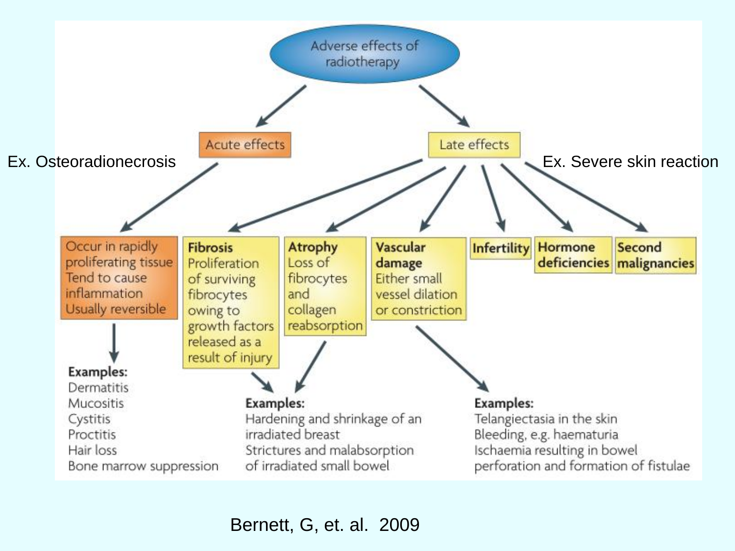# Adverse effects of radiotherapy

## Acute effects

Ex. Osteoradionecrosis

- Occur in rapidly proliferating tissue
- Tend to cause inflammation
- Usually reversible

**Examples:**
- Dermatitis
- Mucositis
- Cystitis
- Proctitis
- Hair loss
- Bone marrow suppression

## Late effects

Ex. Severe skin reaction

- **Fibrosis** – Proliferation of surviving fibrocytes owing to growth factors released as a result of injury
- **Atrophy** – Loss of fibrocytes and collagen reabsorption

  **Examples (Fibrosis and Atrophy):**
  - Hardening and shrinkage of an irradiated breast
  - Strictures and malabsorption of irradiated small bowel

- **Vascular damage** – Either small vessel dilation or constriction

  **Examples:**
  - Telangiectasia in the skin
  - Bleeding, e.g. haematuria
  - Ischaemia resulting in bowel perforation and formation of fistulae

- **Infertility**
- **Hormone deficiencies**
- **Second malignancies**

Bernett, G, et. al. 2009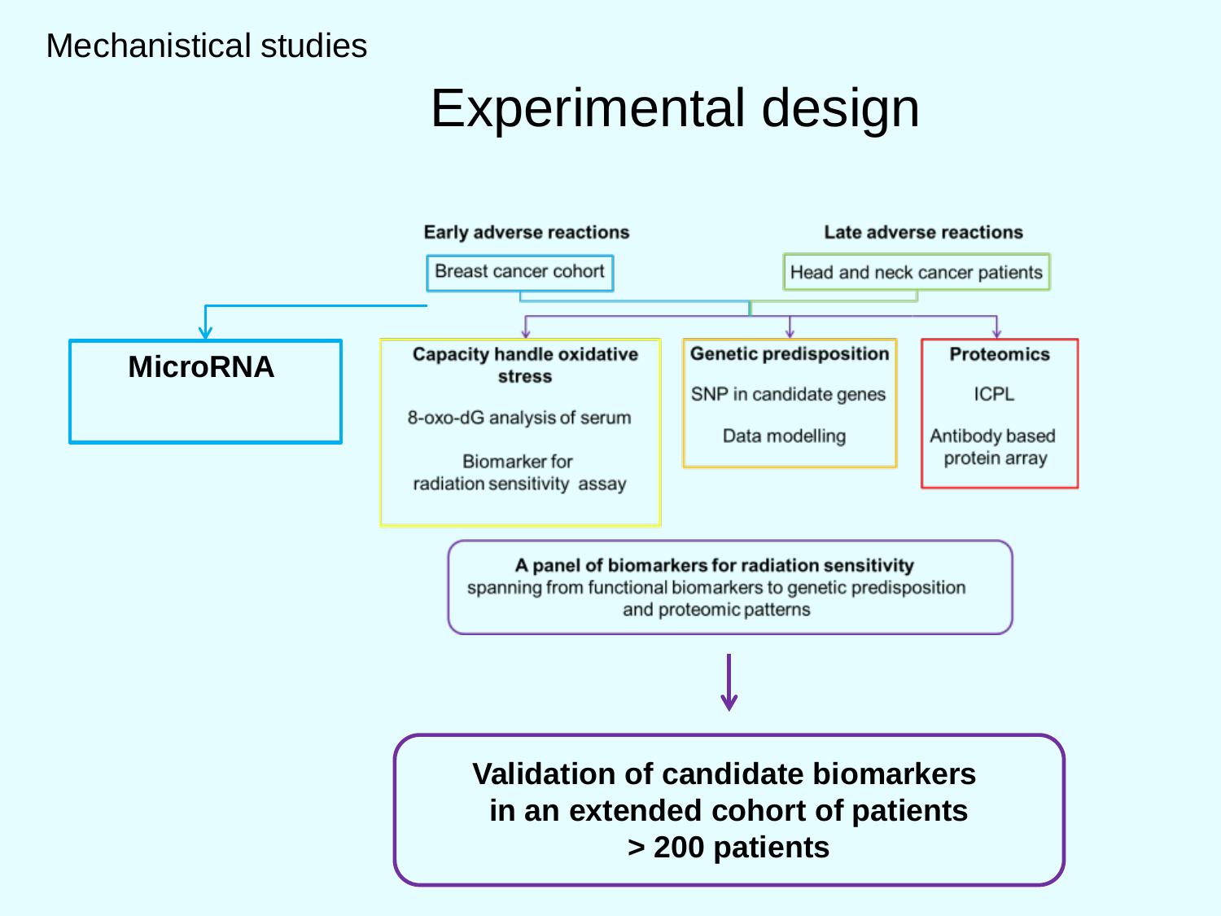Mechanistical studies

# Experimental design

**Early adverse reactions**

Breast cancer cohort

**Late adverse reactions**

Head and neck cancer patients

**MicroRNA**

**Capacity handle oxidative stress**

8-oxo-dG analysis of serum

Biomarker for radiation sensitivity assay

**Genetic predisposition**

SNP in candidate genes

Data modelling

**Proteomics**

ICPL

Antibody based protein array

**A panel of biomarkers for radiation sensitivity**
spanning from functional biomarkers to genetic predisposition and proteomic patterns

**Validation of candidate biomarkers in an extended cohort of patients > 200 patients**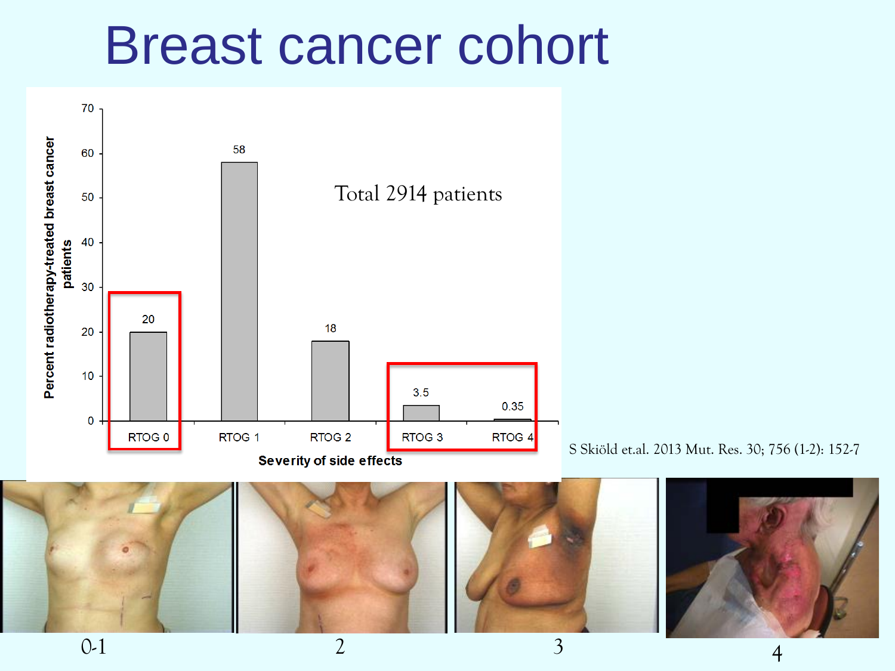# Breast cancer cohort

Total 2914 patients

| Severity of side effects | Percent radiotherapy-treated breast cancer patients |
| --- | --- |
| RTOG 0 | 20 |
| RTOG 1 | 58 |
| RTOG 2 | 18 |
| RTOG 3 | 3.5 |
| RTOG 4 | 0.35 |

S Skiöld et.al. 2013 Mut. Res. 30; 756 (1-2): 152-7

0-1 2 3 4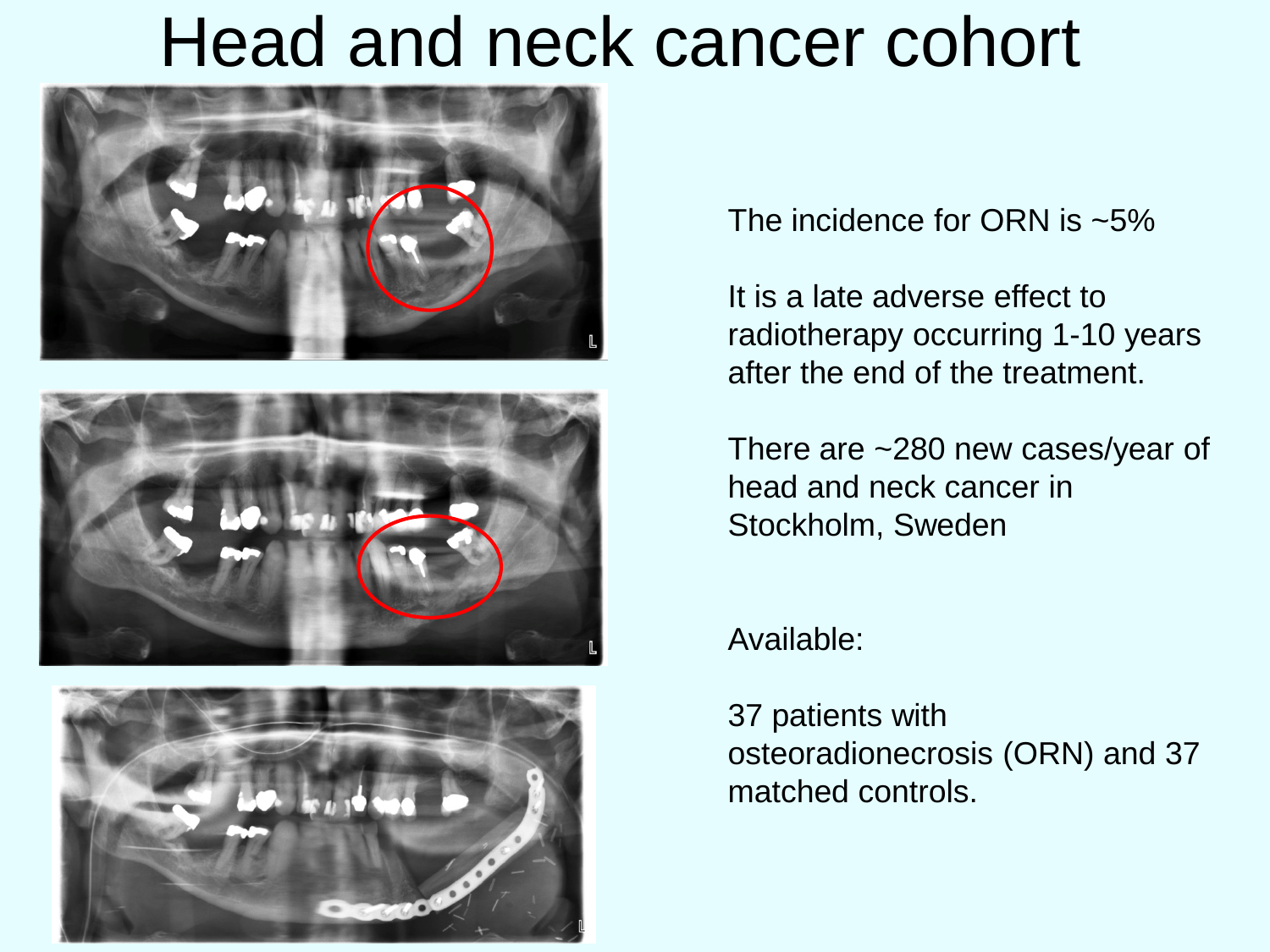# Head and neck cancer cohort

The incidence for ORN is ~5%

It is a late adverse effect to radiotherapy occurring 1-10 years after the end of the treatment.

There are ~280 new cases/year of head and neck cancer in Stockholm, Sweden

Available:

37 patients with osteoradionecrosis (ORN) and 37 matched controls.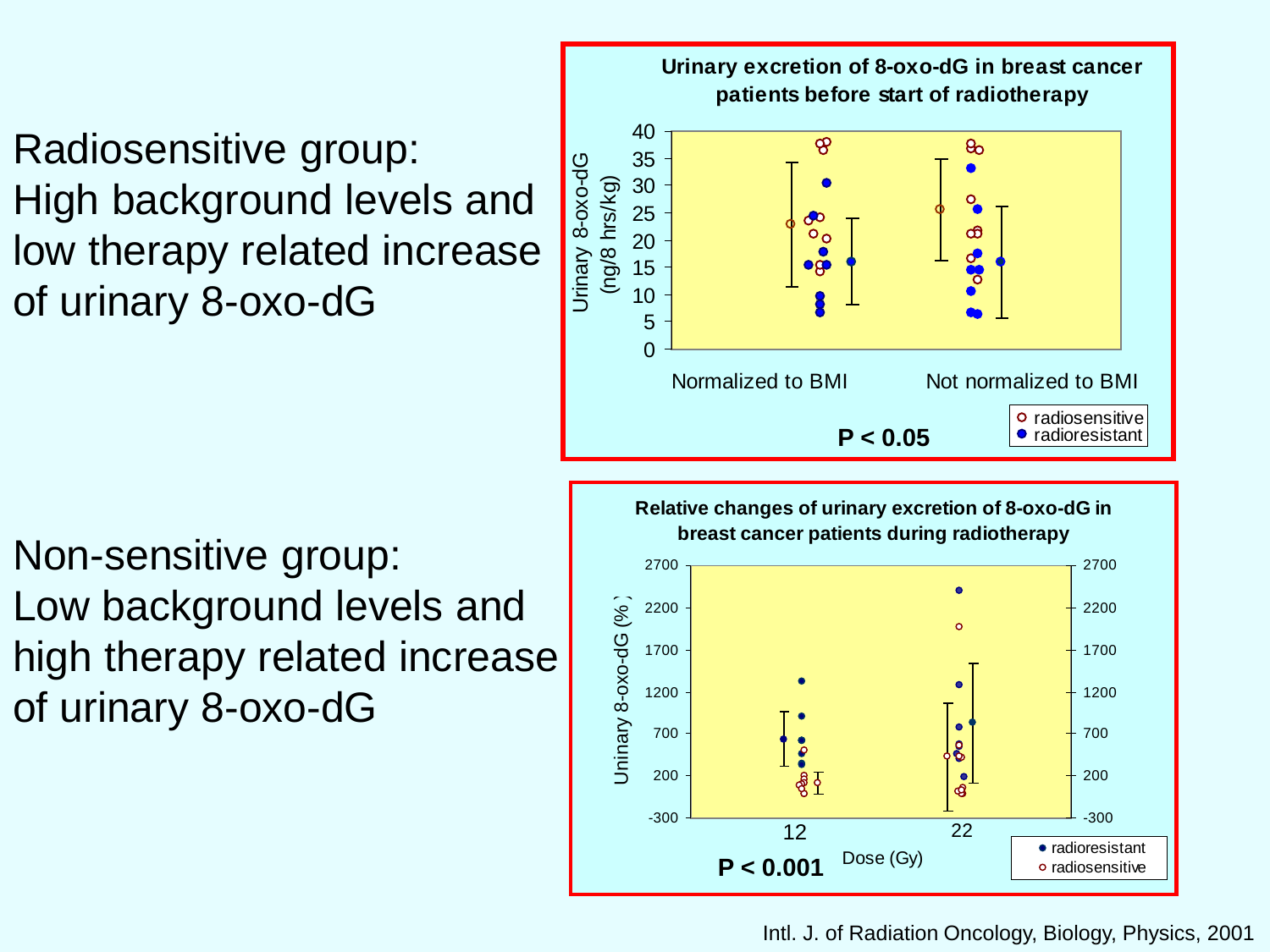Radiosensitive group:
High background levels and low therapy related increase of urinary 8-oxo-dG

Non-sensitive group:
Low background levels and high therapy related increase of urinary 8-oxo-dG

**Urinary excretion of 8-oxo-dG in breast cancer patients before start of radiotherapy**

Urinary 8-oxo-dG (ng/8 hrs/kg)

Normalized to BMI | Not normalized to BMI

radiosensitive / radioresistant

**$P < 0.05$**

**Relative changes of urinary excretion of 8-oxo-dG in breast cancer patients during radiotherapy**

Uninary 8-oxo-dG (%)

Dose (Gy): 12, 22

radioresistant / radiosensitive

**$P < 0.001$**

Intl. J. of Radiation Oncology, Biology, Physics, 2001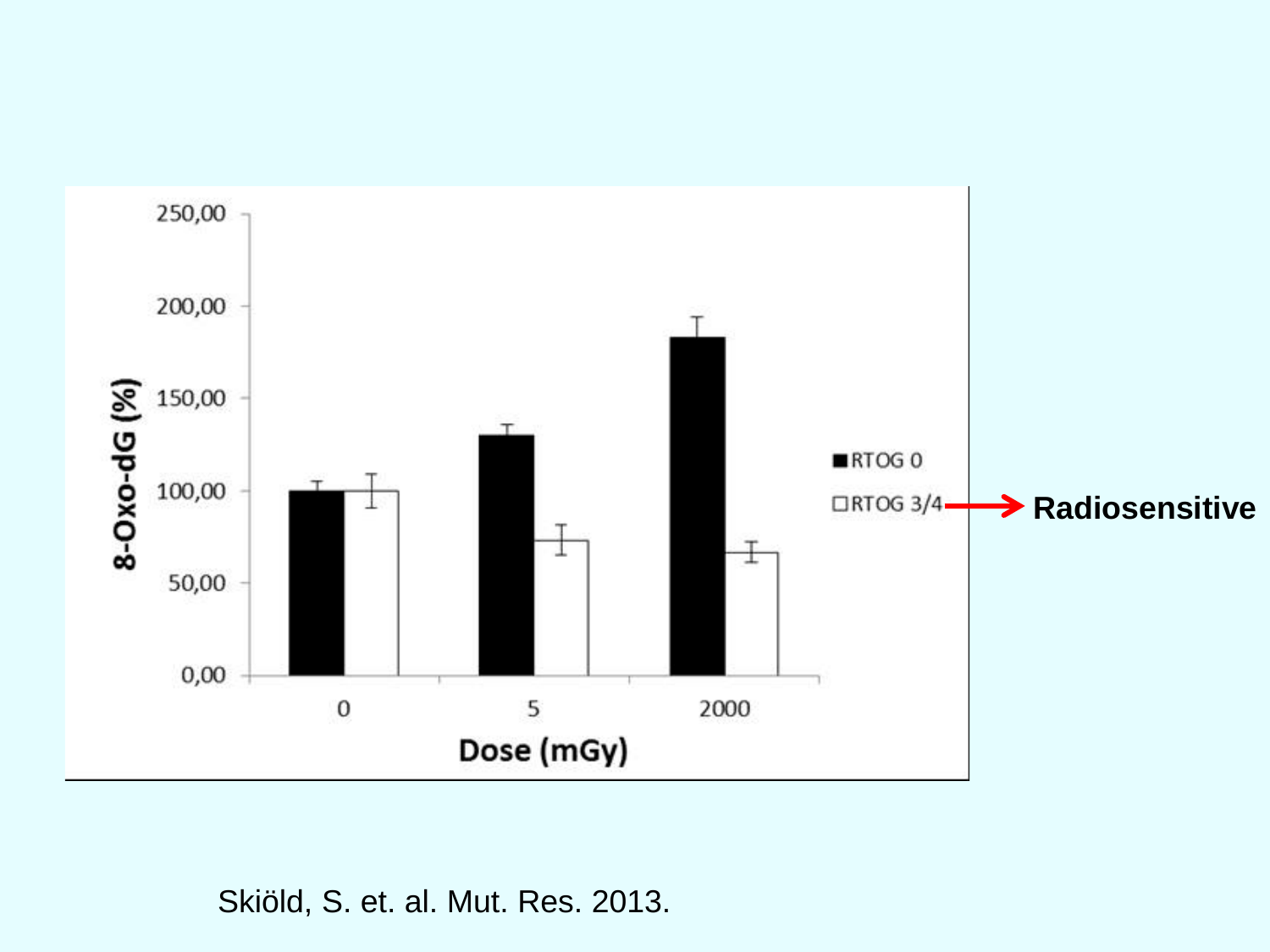8-Oxo-dG (%)

| Dose (mGy) | RTOG 0 | RTOG 3/4 |
|---|---|---|
| 0 | 100,00 | 100,00 |
| 5 | ~130 | ~73 |
| 2000 | ~183 | ~67 |

RTOG 3/4 → **Radiosensitive**

Skiöld, S. et. al. Mut. Res. 2013.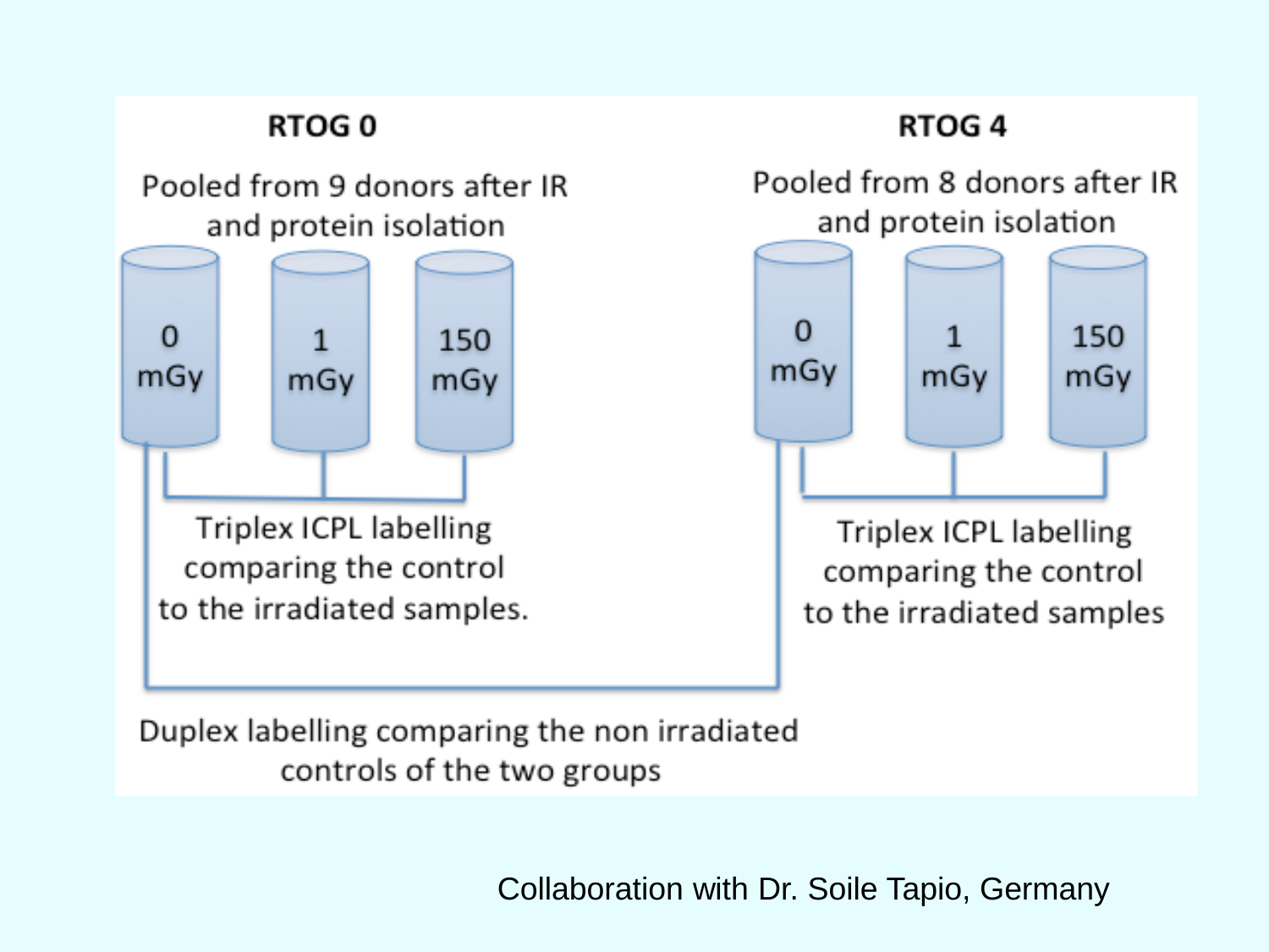**RTOG 0**

Pooled from 9 donors after IR and protein isolation

0 mGy | 1 mGy | 150 mGy

Triplex ICPL labelling comparing the control to the irradiated samples.

**RTOG 4**

Pooled from 8 donors after IR and protein isolation

0 mGy | 1 mGy | 150 mGy

Triplex ICPL labelling comparing the control to the irradiated samples

Duplex labelling comparing the non irradiated controls of the two groups

Collaboration with Dr. Soile Tapio, Germany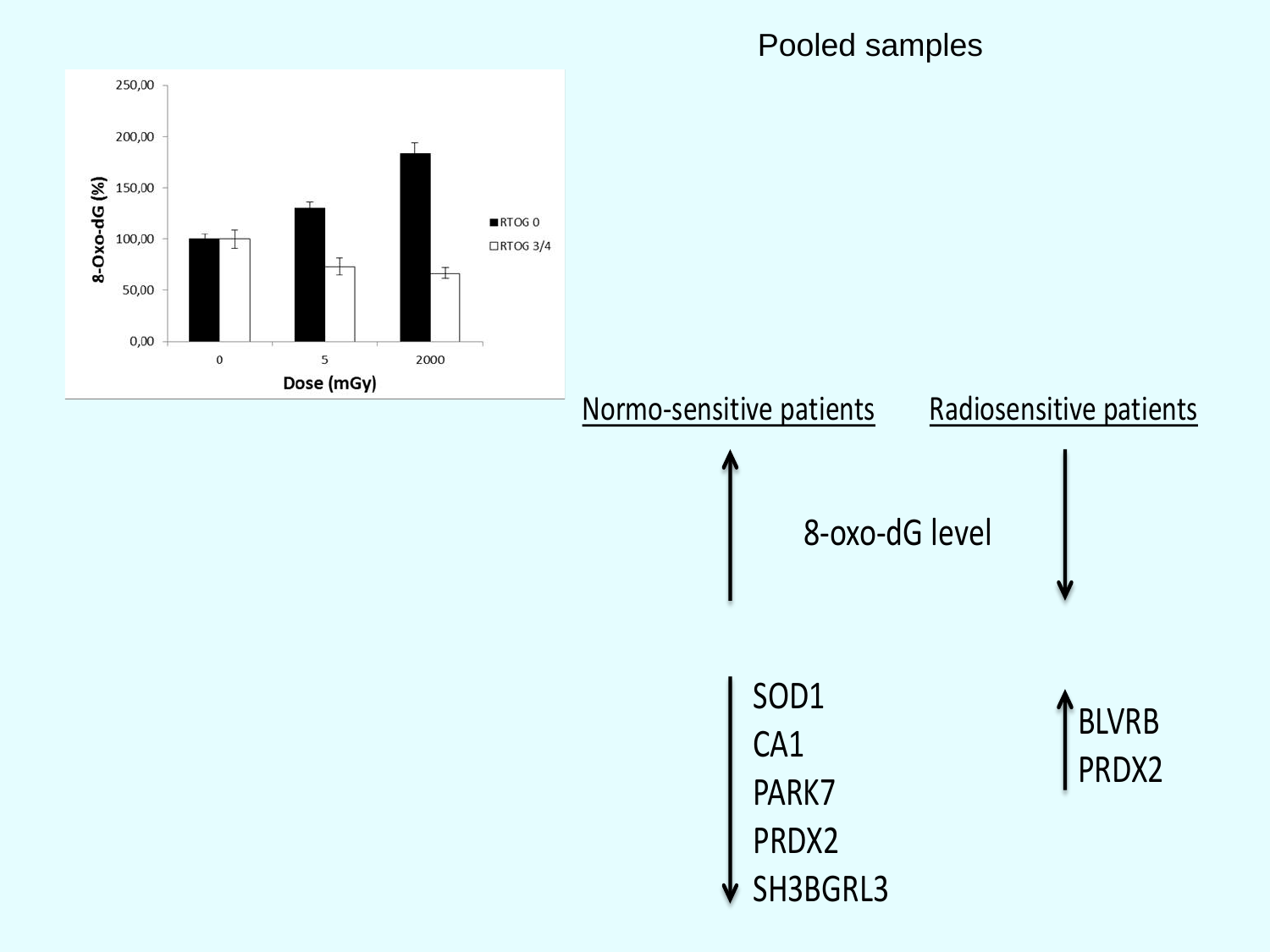## Pooled samples

| Dose (mGy) | RTOG 0 8-Oxo-dG (%) | RTOG 3/4 8-Oxo-dG (%) |
|---|---|---|
| 0 | ~100 | ~100 |
| 5 | ~130 | ~73 |
| 2000 | ~183 | ~66 |

| | Normo-sensitive patients | Radiosensitive patients |
|---|---|---|
| 8-oxo-dG level | ↑ | ↓ |
| | ↓ SOD1, CA1, PARK7, PRDX2, SH3BGRL3 | ↑ BLVRB, PRDX2 |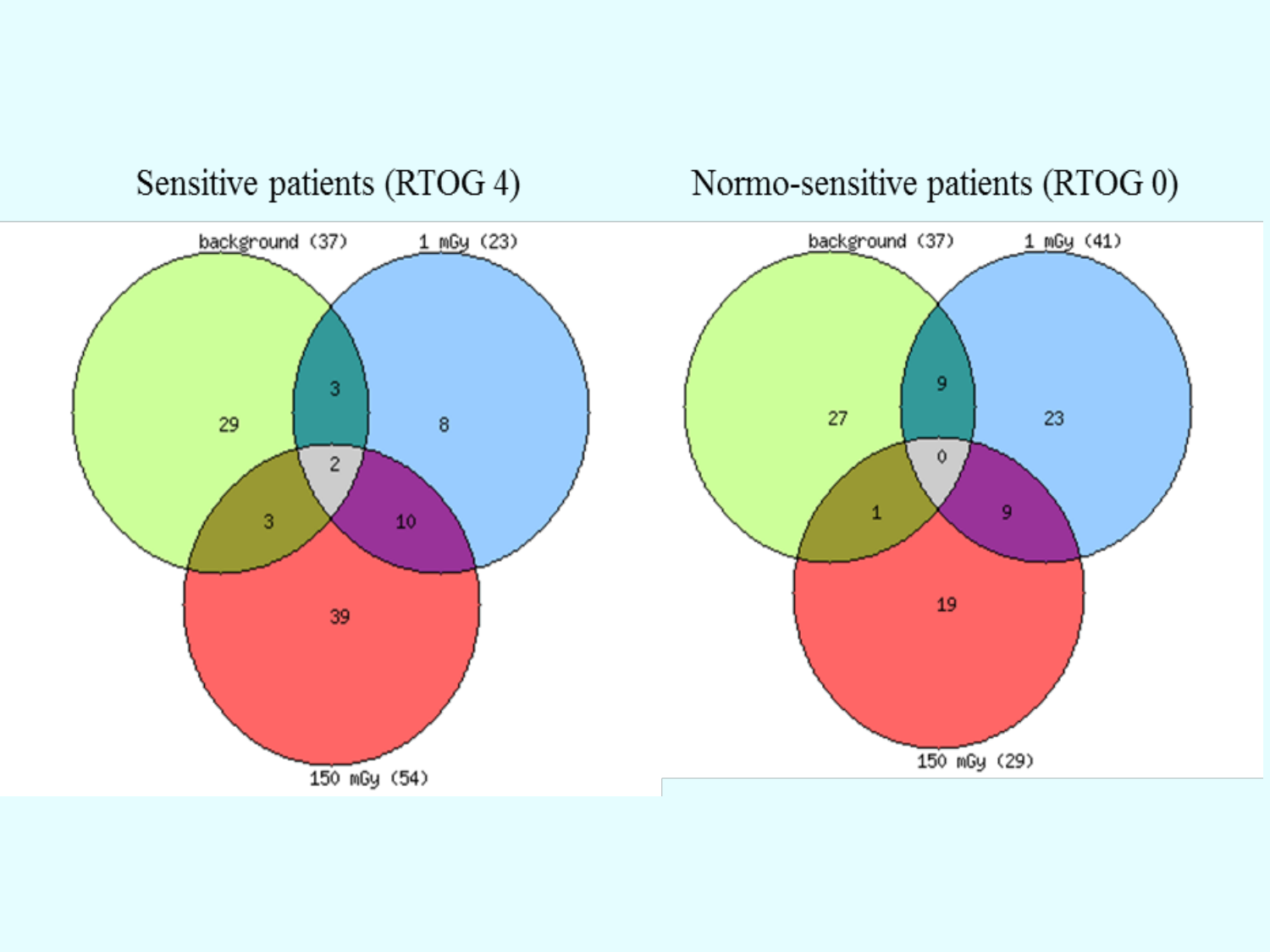Sensitive patients (RTOG 4)

Normo-sensitive patients (RTOG 0)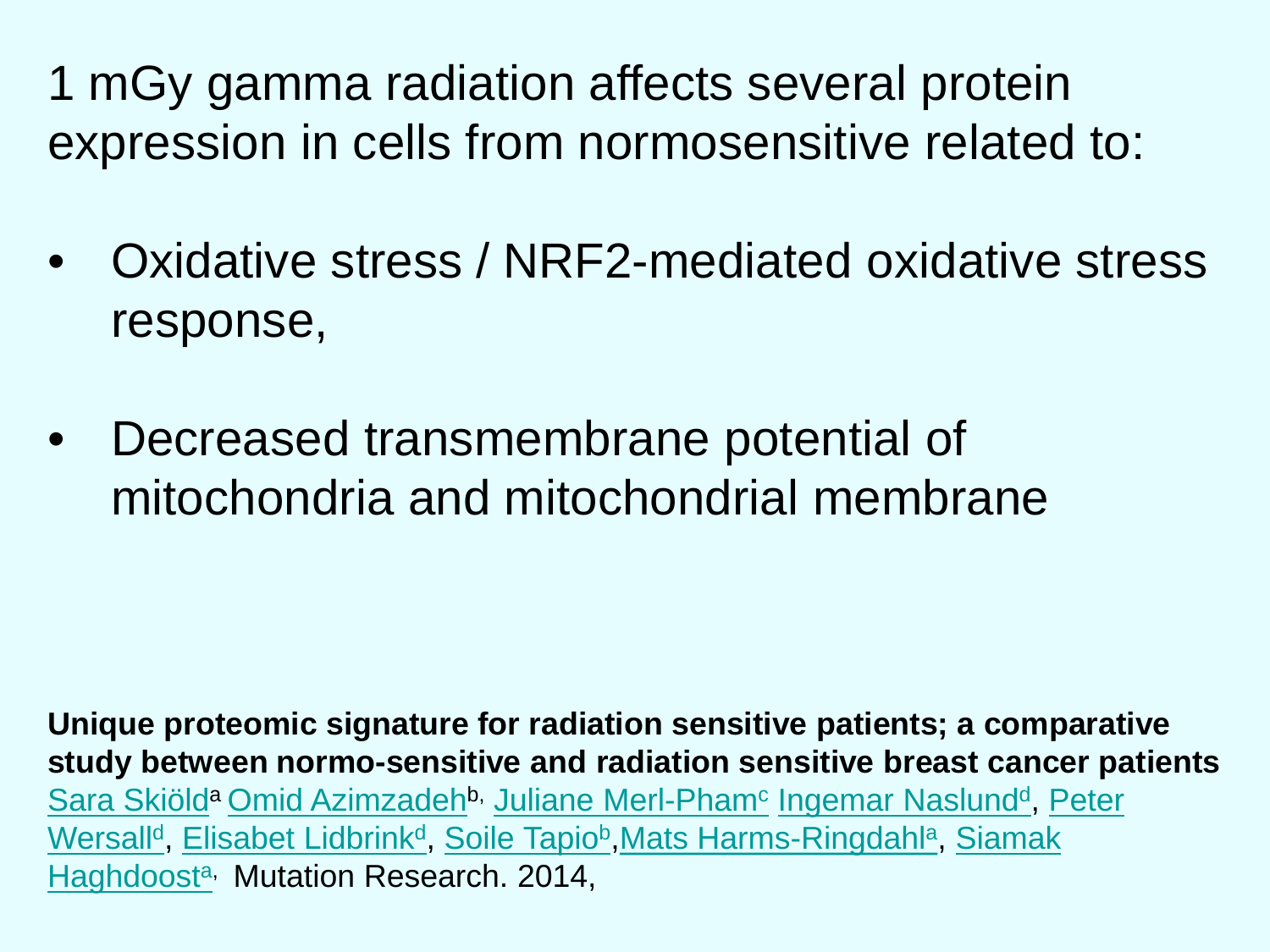1 mGy gamma radiation affects several protein expression in cells from normosensitive related to:

- Oxidative stress / NRF2-mediated oxidative stress response,
- Decreased transmembrane potential of mitochondria and mitochondrial membrane

**Unique proteomic signature for radiation sensitive patients; a comparative study between normo-sensitive and radiation sensitive breast cancer patients**
Sara Skiöld[a] Omid Azimzadeh[b], Juliane Merl-Pham[c] Ingemar Naslund[d], Peter Wersall[d], Elisabet Lidbrink[d], Soile Tapio[b], Mats Harms-Ringdahl[a], Siamak Haghdoost[a], Mutation Research. 2014,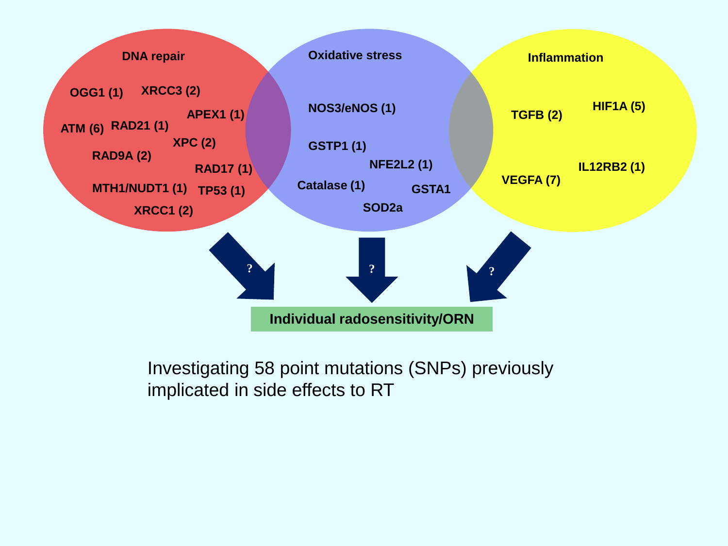DNA repair

OGG1 (1) XRCC3 (2)

APEX1 (1)

ATM (6) RAD21 (1)

XPC (2)

RAD9A (2)

RAD17 (1)

MTH1/NUDT1 (1) TP53 (1)

XRCC1 (2)

Oxidative stress

NOS3/eNOS (1)

GSTP1 (1)

NFE2L2 (1)

Catalase (1)

GSTA1

SOD2a

Inflammation

TGFB (2) HIF1A (5)

VEGFA (7) IL12RB2 (1)

? ? ?

**Individual radosensitivity/ORN**

Investigating 58 point mutations (SNPs) previously implicated in side effects to RT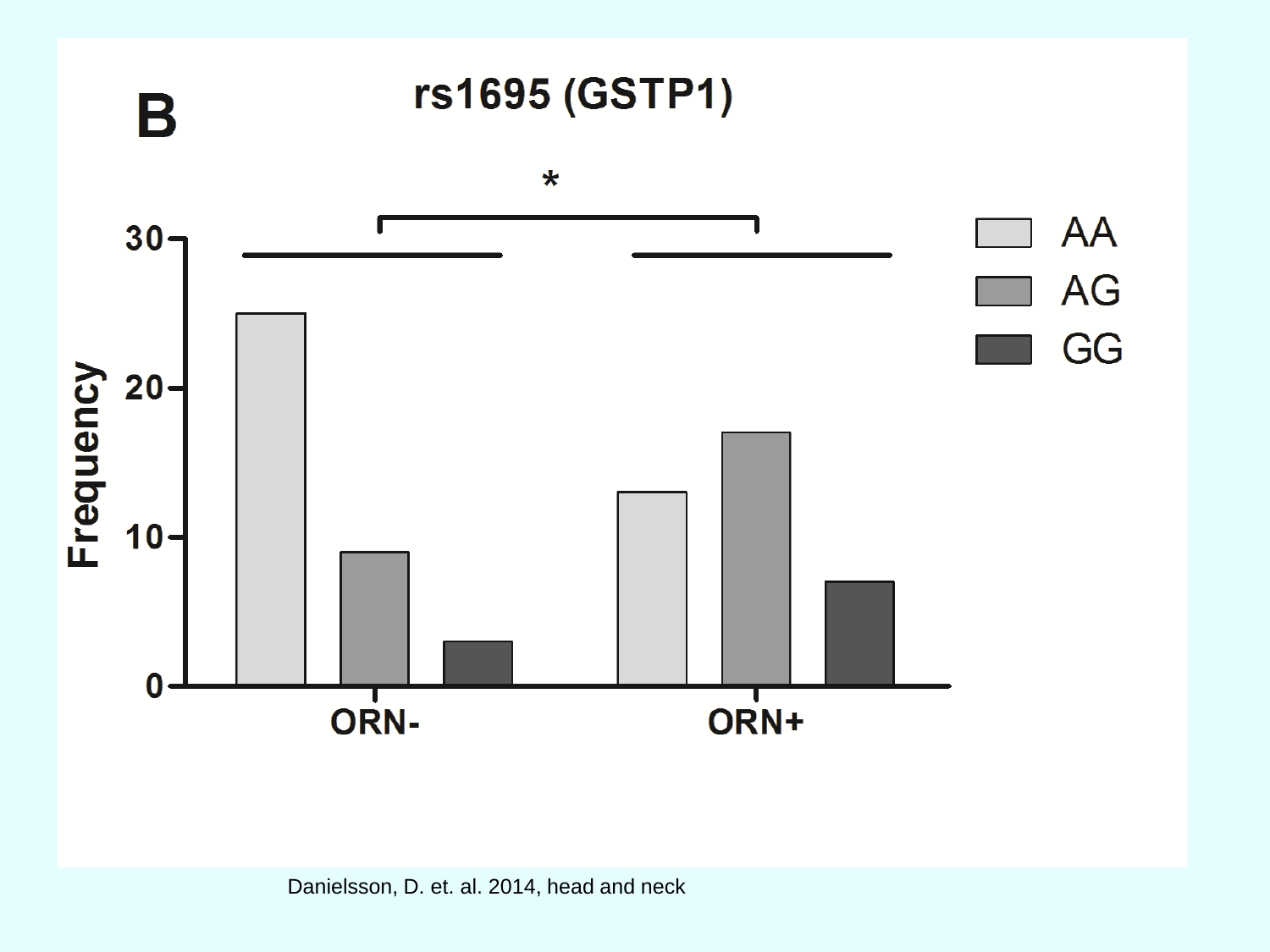**B**

**rs1695 (GSTP1)**

*

| | AA | AG | GG |
|---|---|---|---|
| ORN- | 25 | 9 | 3 |
| ORN+ | 13 | 17 | 7 |

Frequency

Danielsson, D. et. al. 2014, head and neck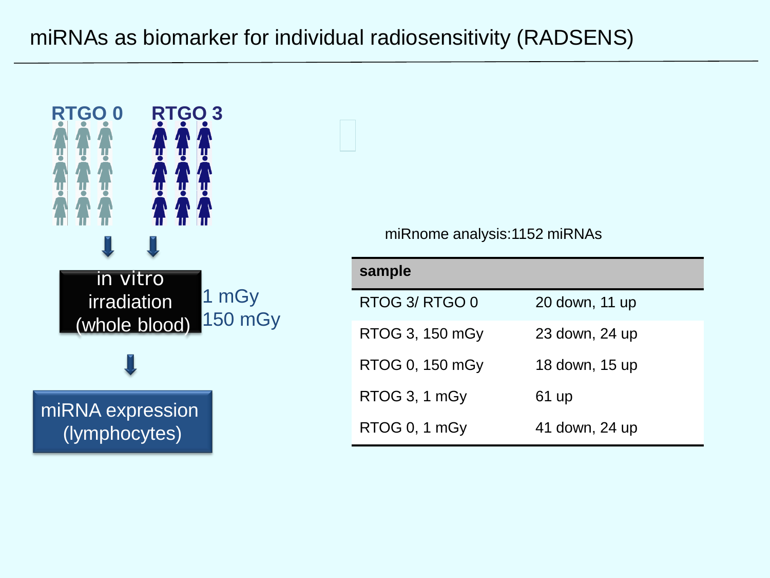# miRNAs as biomarker for individual radiosensitivity (RADSENS)

RTGO 0 RTGO 3

in vitro irradiation (whole blood)

1 mGy
150 mGy

miRNA expression (lymphocytes)

miRnome analysis:1152 miRNAs

| sample | |
|---|---|
| RTOG 3/ RTGO 0 | 20 down, 11 up |
| RTOG 3, 150 mGy | 23 down, 24 up |
| RTOG 0, 150 mGy | 18 down, 15 up |
| RTOG 3, 1 mGy | 61 up |
| RTOG 0, 1 mGy | 41 down, 24 up |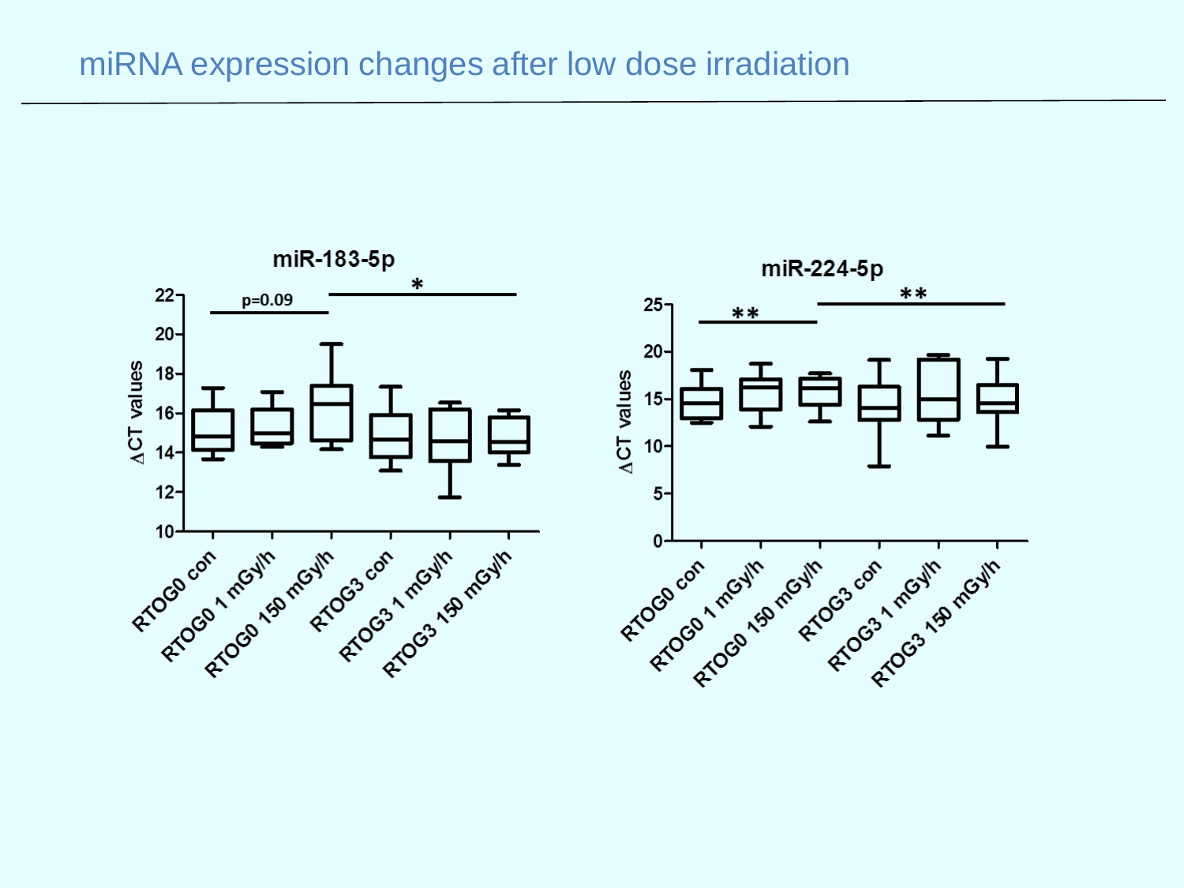# miRNA expression changes after low dose irradiation

**miR-183-5p**

ΔCT values

p=0.09 | *

RTOG0 con, RTOG0 1 mGy/h, RTOG0 150 mGy/h, RTOG3 con, RTOG3 1 mGy/h, RTOG3 150 mGy/h

**miR-224-5p**

ΔCT values

** | **

RTOG0 con, RTOG0 1 mGy/h, RTOG0 150 mGy/h, RTOG3 con, RTOG3 1 mGy/h, RTOG3 150 mGy/h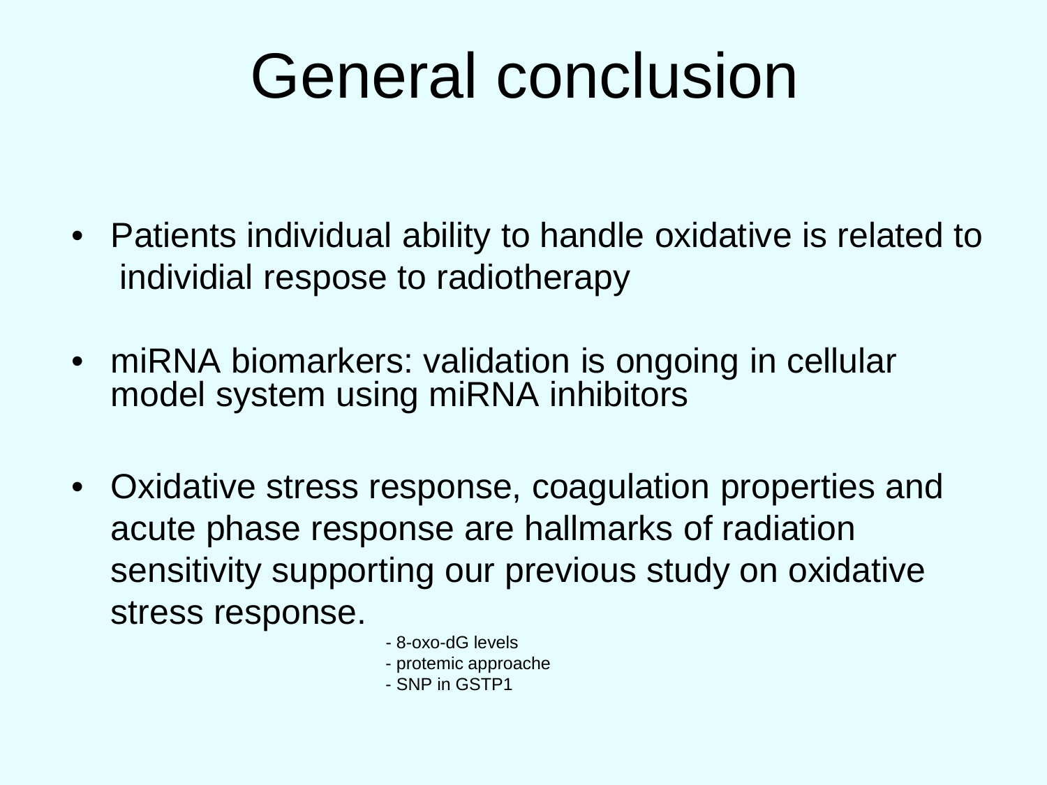# General conclusion

- Patients individual ability to handle oxidative is related to individial respose to radiotherapy
- miRNA biomarkers: validation is ongoing in cellular model system using miRNA inhibitors
- Oxidative stress response, coagulation properties and acute phase response are hallmarks of radiation sensitivity supporting our previous study on oxidative stress response.
  - 8-oxo-dG levels
  - protemic approache
  - SNP in GSTP1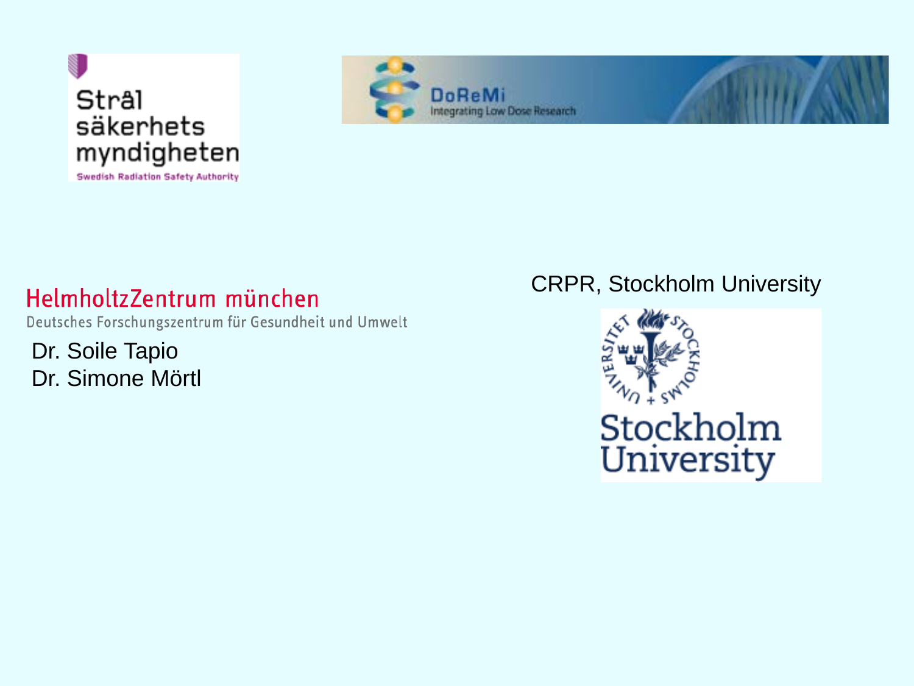Strål säkerhets myndigheten

Swedish Radiation Safety Authority

DoReMi

Integrating Low Dose Research

HelmholtzZentrum münchen

Deutsches Forschungszentrum für Gesundheit und Umwelt

Dr. Soile Tapio

Dr. Simone Mörtl

CRPR, Stockholm University

Stockholm University